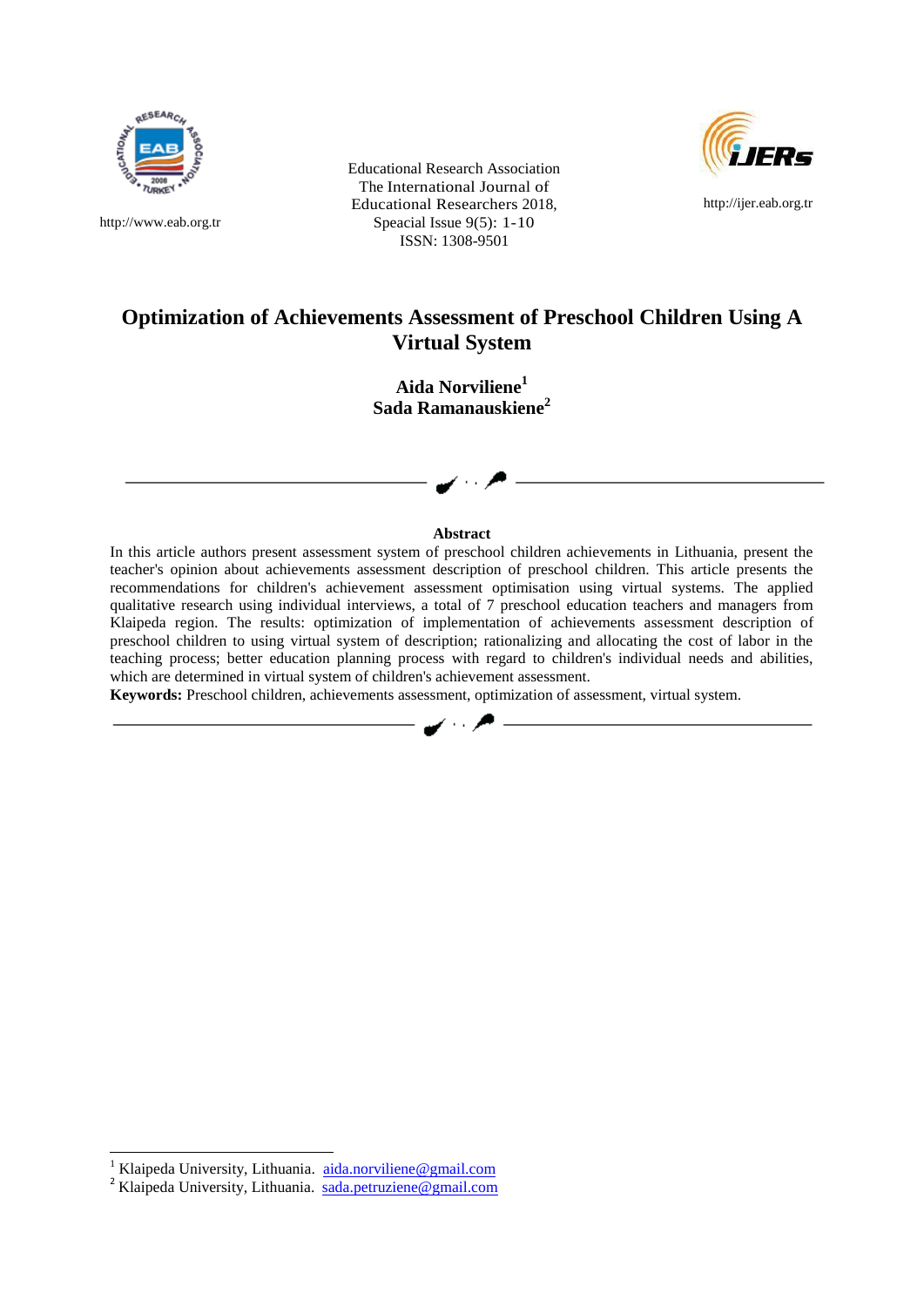http://www.eab.org.tr

Educational Research Association
The International Journal of
Educational Researchers 2018,
Speacial Issue 9(5): 1-10
ISSN: 1308-9501

http://ijer.eab.org.tr

# Optimization of Achievements Assessment of Preschool Children Using A Virtual System

**Aida Norviliene[1]**
**Sada Ramanauskiene[2]**

**Abstract**

In this article authors present assessment system of preschool children achievements in Lithuania, present the teacher's opinion about achievements assessment description of preschool children. This article presents the recommendations for children's achievement assessment optimisation using virtual systems. The applied qualitative research using individual interviews, a total of 7 preschool education teachers and managers from Klaipeda region. The results: optimization of implementation of achievements assessment description of preschool children to using virtual system of description; rationalizing and allocating the cost of labor in the teaching process; better education planning process with regard to children's individual needs and abilities, which are determined in virtual system of children's achievement assessment.

**Keywords:** Preschool children, achievements assessment, optimization of assessment, virtual system.

---

[1] Klaipeda University, Lithuania. aida.norviliene@gmail.com
[2] Klaipeda University, Lithuania. sada.petruziene@gmail.com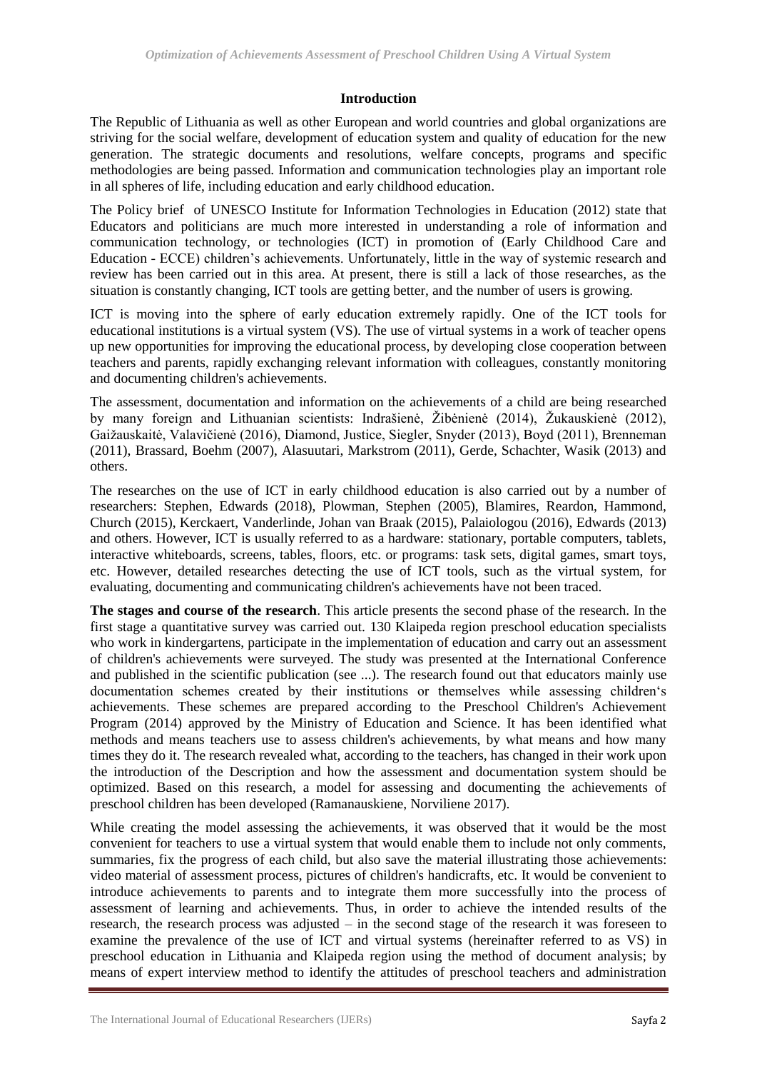## Introduction

The Republic of Lithuania as well as other European and world countries and global organizations are striving for the social welfare, development of education system and quality of education for the new generation. The strategic documents and resolutions, welfare concepts, programs and specific methodologies are being passed. Information and communication technologies play an important role in all spheres of life, including education and early childhood education.

The Policy brief of UNESCO Institute for Information Technologies in Education (2012) state that Educators and politicians are much more interested in understanding a role of information and communication technology, or technologies (ICT) in promotion of (Early Childhood Care and Education - ECCE) children's achievements. Unfortunately, little in the way of systemic research and review has been carried out in this area. At present, there is still a lack of those researches, as the situation is constantly changing, ICT tools are getting better, and the number of users is growing.

ICT is moving into the sphere of early education extremely rapidly. One of the ICT tools for educational institutions is a virtual system (VS). The use of virtual systems in a work of teacher opens up new opportunities for improving the educational process, by developing close cooperation between teachers and parents, rapidly exchanging relevant information with colleagues, constantly monitoring and documenting children's achievements.

The assessment, documentation and information on the achievements of a child are being researched by many foreign and Lithuanian scientists: Indrašienė, Žibėnienė (2014), Žukauskienė (2012), Gaižauskaitė, Valavičienė (2016), Diamond, Justice, Siegler, Snyder (2013), Boyd (2011), Brenneman (2011), Brassard, Boehm (2007), Alasuutari, Markstrom (2011), Gerde, Schachter, Wasik (2013) and others.

The researches on the use of ICT in early childhood education is also carried out by a number of researchers: Stephen, Edwards (2018), Plowman, Stephen (2005), Blamires, Reardon, Hammond, Church (2015), Kerckaert, Vanderlinde, Johan van Braak (2015), Palaiologou (2016), Edwards (2013) and others. However, ICT is usually referred to as a hardware: stationary, portable computers, tablets, interactive whiteboards, screens, tables, floors, etc. or programs: task sets, digital games, smart toys, etc. However, detailed researches detecting the use of ICT tools, such as the virtual system, for evaluating, documenting and communicating children's achievements have not been traced.

**The stages and course of the research**. This article presents the second phase of the research. In the first stage a quantitative survey was carried out. 130 Klaipeda region preschool education specialists who work in kindergartens, participate in the implementation of education and carry out an assessment of children's achievements were surveyed. The study was presented at the International Conference and published in the scientific publication (see ...). The research found out that educators mainly use documentation schemes created by their institutions or themselves while assessing children's achievements. These schemes are prepared according to the Preschool Children's Achievement Program (2014) approved by the Ministry of Education and Science. It has been identified what methods and means teachers use to assess children's achievements, by what means and how many times they do it. The research revealed what, according to the teachers, has changed in their work upon the introduction of the Description and how the assessment and documentation system should be optimized. Based on this research, a model for assessing and documenting the achievements of preschool children has been developed (Ramanauskiene, Norviliene 2017).

While creating the model assessing the achievements, it was observed that it would be the most convenient for teachers to use a virtual system that would enable them to include not only comments, summaries, fix the progress of each child, but also save the material illustrating those achievements: video material of assessment process, pictures of children's handicrafts, etc. It would be convenient to introduce achievements to parents and to integrate them more successfully into the process of assessment of learning and achievements. Thus, in order to achieve the intended results of the research, the research process was adjusted – in the second stage of the research it was foreseen to examine the prevalence of the use of ICT and virtual systems (hereinafter referred to as VS) in preschool education in Lithuania and Klaipeda region using the method of document analysis; by means of expert interview method to identify the attitudes of preschool teachers and administration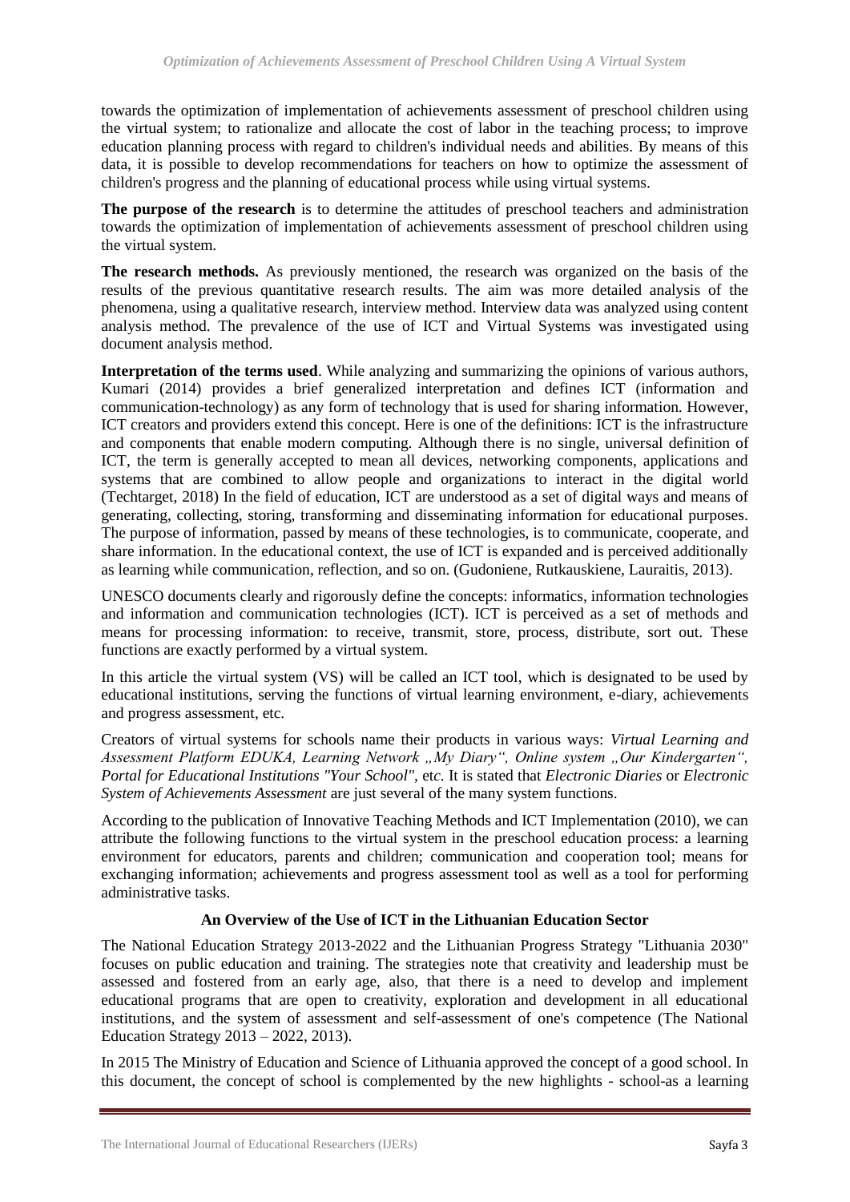towards the optimization of implementation of achievements assessment of preschool children using the virtual system; to rationalize and allocate the cost of labor in the teaching process; to improve education planning process with regard to children's individual needs and abilities. By means of this data, it is possible to develop recommendations for teachers on how to optimize the assessment of children's progress and the planning of educational process while using virtual systems.

**The purpose of the research** is to determine the attitudes of preschool teachers and administration towards the optimization of implementation of achievements assessment of preschool children using the virtual system.

**The research methods.** As previously mentioned, the research was organized on the basis of the results of the previous quantitative research results. The aim was more detailed analysis of the phenomena, using a qualitative research, interview method. Interview data was analyzed using content analysis method. The prevalence of the use of ICT and Virtual Systems was investigated using document analysis method.

**Interpretation of the terms used**. While analyzing and summarizing the opinions of various authors, Kumari (2014) provides a brief generalized interpretation and defines ICT (information and communication-technology) as any form of technology that is used for sharing information. However, ICT creators and providers extend this concept. Here is one of the definitions: ICT is the infrastructure and components that enable modern computing. Although there is no single, universal definition of ICT, the term is generally accepted to mean all devices, networking components, applications and systems that are combined to allow people and organizations to interact in the digital world (Techtarget, 2018) In the field of education, ICT are understood as a set of digital ways and means of generating, collecting, storing, transforming and disseminating information for educational purposes. The purpose of information, passed by means of these technologies, is to communicate, cooperate, and share information. In the educational context, the use of ICT is expanded and is perceived additionally as learning while communication, reflection, and so on. (Gudoniene, Rutkauskiene, Lauraitis, 2013).

UNESCO documents clearly and rigorously define the concepts: informatics, information technologies and information and communication technologies (ICT). ICT is perceived as a set of methods and means for processing information: to receive, transmit, store, process, distribute, sort out. These functions are exactly performed by a virtual system.

In this article the virtual system (VS) will be called an ICT tool, which is designated to be used by educational institutions, serving the functions of virtual learning environment, e-diary, achievements and progress assessment, etc.

Creators of virtual systems for schools name their products in various ways: *Virtual Learning and Assessment Platform EDUKA, Learning Network „My Diary", Online system „Our Kindergarten", Portal for Educational Institutions "Your School"*, etc. It is stated that *Electronic Diaries* or *Electronic System of Achievements Assessment* are just several of the many system functions.

According to the publication of Innovative Teaching Methods and ICT Implementation (2010), we can attribute the following functions to the virtual system in the preschool education process: a learning environment for educators, parents and children; communication and cooperation tool; means for exchanging information; achievements and progress assessment tool as well as a tool for performing administrative tasks.

## An Overview of the Use of ICT in the Lithuanian Education Sector

The National Education Strategy 2013-2022 and the Lithuanian Progress Strategy "Lithuania 2030" focuses on public education and training. The strategies note that creativity and leadership must be assessed and fostered from an early age, also, that there is a need to develop and implement educational programs that are open to creativity, exploration and development in all educational institutions, and the system of assessment and self-assessment of one's competence (The National Education Strategy 2013 – 2022, 2013).

In 2015 The Ministry of Education and Science of Lithuania approved the concept of a good school. In this document, the concept of school is complemented by the new highlights - school-as a learning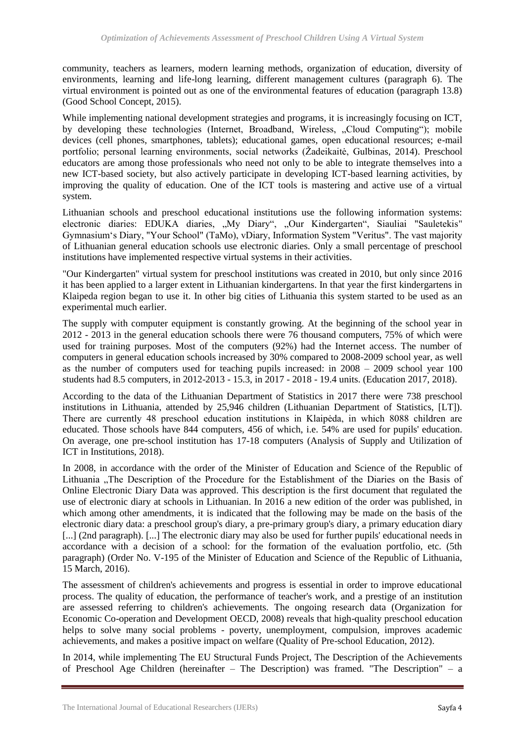community, teachers as learners, modern learning methods, organization of education, diversity of environments, learning and life-long learning, different management cultures (paragraph 6). The virtual environment is pointed out as one of the environmental features of education (paragraph 13.8) (Good School Concept, 2015).

While implementing national development strategies and programs, it is increasingly focusing on ICT, by developing these technologies (Internet, Broadband, Wireless, „Cloud Computing"); mobile devices (cell phones, smartphones, tablets); educational games, open educational resources; e-mail portfolio; personal learning environments, social networks (Žadeikaitė, Gulbinas, 2014). Preschool educators are among those professionals who need not only to be able to integrate themselves into a new ICT-based society, but also actively participate in developing ICT-based learning activities, by improving the quality of education. One of the ICT tools is mastering and active use of a virtual system.

Lithuanian schools and preschool educational institutions use the following information systems: electronic diaries: EDUKA diaries, „My Diary", „Our Kindergarten", Siauliai "Sauletekis" Gymnasium's Diary, "Your School" (TaMo), vDiary, Information System "Veritus". The vast majority of Lithuanian general education schools use electronic diaries. Only a small percentage of preschool institutions have implemented respective virtual systems in their activities.

"Our Kindergarten" virtual system for preschool institutions was created in 2010, but only since 2016 it has been applied to a larger extent in Lithuanian kindergartens. In that year the first kindergartens in Klaipeda region began to use it. In other big cities of Lithuania this system started to be used as an experimental much earlier.

The supply with computer equipment is constantly growing. At the beginning of the school year in 2012 - 2013 in the general education schools there were 76 thousand computers, 75% of which were used for training purposes. Most of the computers (92%) had the Internet access. The number of computers in general education schools increased by 30% compared to 2008-2009 school year, as well as the number of computers used for teaching pupils increased: in 2008 – 2009 school year 100 students had 8.5 computers, in 2012-2013 - 15.3, in 2017 - 2018 - 19.4 units. (Education 2017, 2018).

According to the data of the Lithuanian Department of Statistics in 2017 there were 738 preschool institutions in Lithuania, attended by 25,946 children (Lithuanian Department of Statistics, [LT]). There are currently 48 preschool education institutions in Klaipėda, in which 8088 children are educated. Those schools have 844 computers, 456 of which, i.e. 54% are used for pupils' education. On average, one pre-school institution has 17-18 computers (Analysis of Supply and Utilization of ICT in Institutions, 2018).

In 2008, in accordance with the order of the Minister of Education and Science of the Republic of Lithuania „The Description of the Procedure for the Establishment of the Diaries on the Basis of Online Electronic Diary Data was approved. This description is the first document that regulated the use of electronic diary at schools in Lithuanian. In 2016 a new edition of the order was published, in which among other amendments, it is indicated that the following may be made on the basis of the electronic diary data: a preschool group's diary, a pre-primary group's diary, a primary education diary [...] (2nd paragraph). [...] The electronic diary may also be used for further pupils' educational needs in accordance with a decision of a school: for the formation of the evaluation portfolio, etc. (5th paragraph) (Order No. V-195 of the Minister of Education and Science of the Republic of Lithuania, 15 March, 2016).

The assessment of children's achievements and progress is essential in order to improve educational process. The quality of education, the performance of teacher's work, and a prestige of an institution are assessed referring to children's achievements. The ongoing research data (Organization for Economic Co-operation and Development OECD, 2008) reveals that high-quality preschool education helps to solve many social problems - poverty, unemployment, compulsion, improves academic achievements, and makes a positive impact on welfare (Quality of Pre-school Education, 2012).

In 2014, while implementing The EU Structural Funds Project, The Description of the Achievements of Preschool Age Children (hereinafter – The Description) was framed. "The Description" – a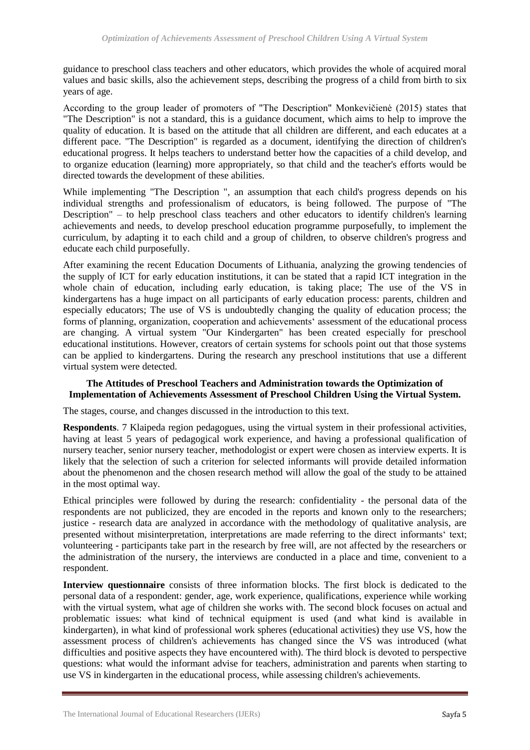guidance to preschool class teachers and other educators, which provides the whole of acquired moral values and basic skills, also the achievement steps, describing the progress of a child from birth to six years of age.

According to the group leader of promoters of "The Description" Monkevičienė (2015) states that "The Description" is not a standard, this is a guidance document, which aims to help to improve the quality of education. It is based on the attitude that all children are different, and each educates at a different pace. "The Description" is regarded as a document, identifying the direction of children's educational progress. It helps teachers to understand better how the capacities of a child develop, and to organize education (learning) more appropriately, so that child and the teacher's efforts would be directed towards the development of these abilities.

While implementing "The Description ", an assumption that each child's progress depends on his individual strengths and professionalism of educators, is being followed. The purpose of "The Description" – to help preschool class teachers and other educators to identify children's learning achievements and needs, to develop preschool education programme purposefully, to implement the curriculum, by adapting it to each child and a group of children, to observe children's progress and educate each child purposefully.

After examining the recent Education Documents of Lithuania, analyzing the growing tendencies of the supply of ICT for early education institutions, it can be stated that a rapid ICT integration in the whole chain of education, including early education, is taking place; The use of the VS in kindergartens has a huge impact on all participants of early education process: parents, children and especially educators; The use of VS is undoubtedly changing the quality of education process; the forms of planning, organization, cooperation and achievements' assessment of the educational process are changing. A virtual system "Our Kindergarten" has been created especially for preschool educational institutions. However, creators of certain systems for schools point out that those systems can be applied to kindergartens. During the research any preschool institutions that use a different virtual system were detected.

### The Attitudes of Preschool Teachers and Administration towards the Optimization of Implementation of Achievements Assessment of Preschool Children Using the Virtual System.

The stages, course, and changes discussed in the introduction to this text.

**Respondents**. 7 Klaipeda region pedagogues, using the virtual system in their professional activities, having at least 5 years of pedagogical work experience, and having a professional qualification of nursery teacher, senior nursery teacher, methodologist or expert were chosen as interview experts. It is likely that the selection of such a criterion for selected informants will provide detailed information about the phenomenon and the chosen research method will allow the goal of the study to be attained in the most optimal way.

Ethical principles were followed by during the research: confidentiality - the personal data of the respondents are not publicized, they are encoded in the reports and known only to the researchers; justice - research data are analyzed in accordance with the methodology of qualitative analysis, are presented without misinterpretation, interpretations are made referring to the direct informants' text; volunteering - participants take part in the research by free will, are not affected by the researchers or the administration of the nursery, the interviews are conducted in a place and time, convenient to a respondent.

**Interview questionnaire** consists of three information blocks. The first block is dedicated to the personal data of a respondent: gender, age, work experience, qualifications, experience while working with the virtual system, what age of children she works with. The second block focuses on actual and problematic issues: what kind of technical equipment is used (and what kind is available in kindergarten), in what kind of professional work spheres (educational activities) they use VS, how the assessment process of children's achievements has changed since the VS was introduced (what difficulties and positive aspects they have encountered with). The third block is devoted to perspective questions: what would the informant advise for teachers, administration and parents when starting to use VS in kindergarten in the educational process, while assessing children's achievements.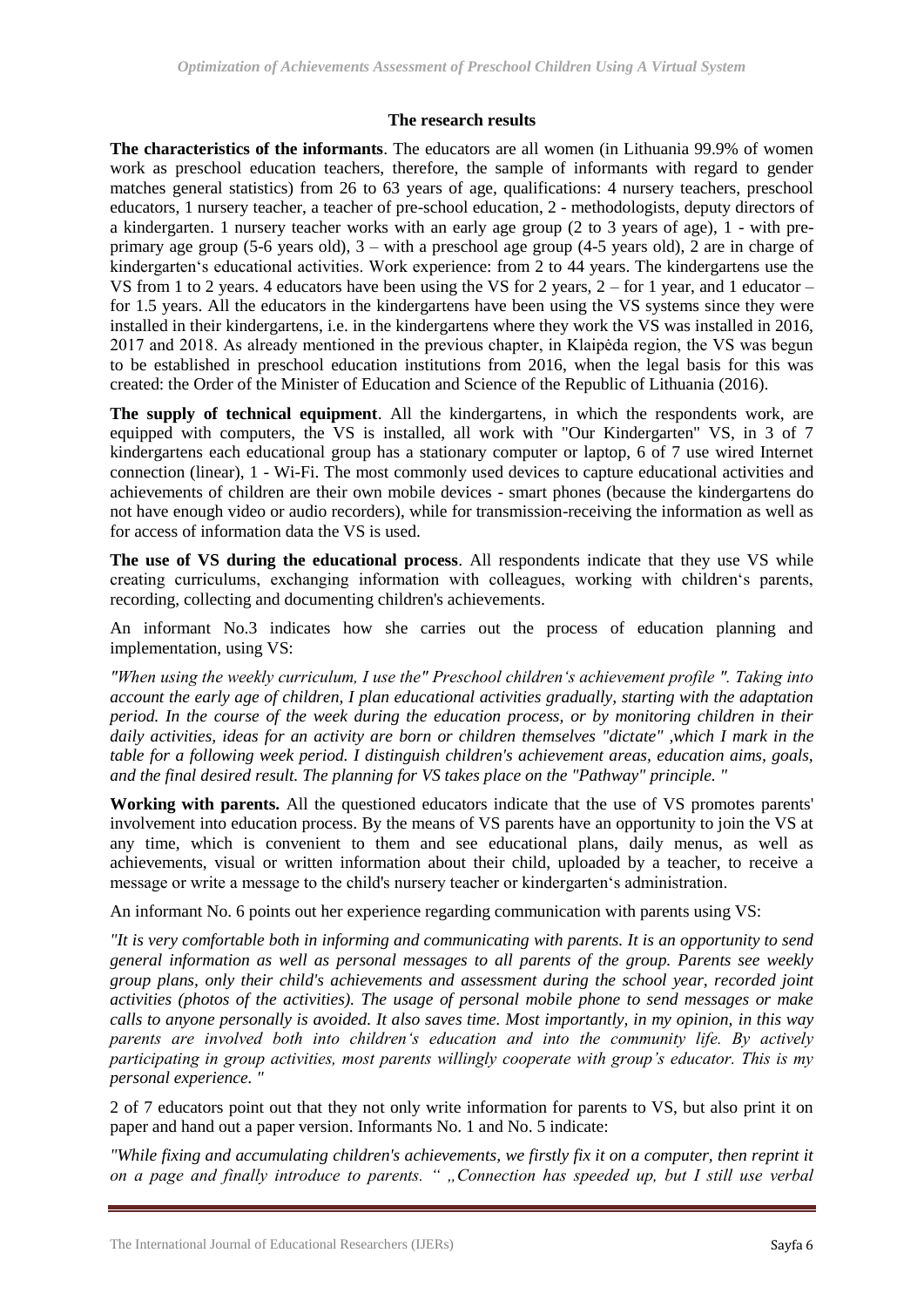### The research results

**The characteristics of the informants**. The educators are all women (in Lithuania 99.9% of women work as preschool education teachers, therefore, the sample of informants with regard to gender matches general statistics) from 26 to 63 years of age, qualifications: 4 nursery teachers, preschool educators, 1 nursery teacher, a teacher of pre-school education, 2 - methodologists, deputy directors of a kindergarten. 1 nursery teacher works with an early age group (2 to 3 years of age), 1 - with pre-primary age group (5-6 years old), 3 – with a preschool age group (4-5 years old), 2 are in charge of kindergarten‘s educational activities. Work experience: from 2 to 44 years. The kindergartens use the VS from 1 to 2 years. 4 educators have been using the VS for 2 years, 2 – for 1 year, and 1 educator – for 1.5 years. All the educators in the kindergartens have been using the VS systems since they were installed in their kindergartens, i.e. in the kindergartens where they work the VS was installed in 2016, 2017 and 2018. As already mentioned in the previous chapter, in Klaipėda region, the VS was begun to be established in preschool education institutions from 2016, when the legal basis for this was created: the Order of the Minister of Education and Science of the Republic of Lithuania (2016).

**The supply of technical equipment**. All the kindergartens, in which the respondents work, are equipped with computers, the VS is installed, all work with "Our Kindergarten" VS, in 3 of 7 kindergartens each educational group has a stationary computer or laptop, 6 of 7 use wired Internet connection (linear), 1 - Wi-Fi. The most commonly used devices to capture educational activities and achievements of children are their own mobile devices - smart phones (because the kindergartens do not have enough video or audio recorders), while for transmission-receiving the information as well as for access of information data the VS is used.

**The use of VS during the educational process**. All respondents indicate that they use VS while creating curriculums, exchanging information with colleagues, working with children‘s parents, recording, collecting and documenting children's achievements.

An informant No.3 indicates how she carries out the process of education planning and implementation, using VS:

*"When using the weekly curriculum, I use the" Preschool children‘s achievement profile ". Taking into account the early age of children, I plan educational activities gradually, starting with the adaptation period. In the course of the week during the education process, or by monitoring children in their daily activities, ideas for an activity are born or children themselves "dictate" ,which I mark in the table for a following week period. I distinguish children's achievement areas, education aims, goals, and the final desired result. The planning for VS takes place on the "Pathway" principle. "*

**Working with parents.** All the questioned educators indicate that the use of VS promotes parents' involvement into education process. By the means of VS parents have an opportunity to join the VS at any time, which is convenient to them and see educational plans, daily menus, as well as achievements, visual or written information about their child, uploaded by a teacher, to receive a message or write a message to the child's nursery teacher or kindergarten‘s administration.

An informant No. 6 points out her experience regarding communication with parents using VS:

*"It is very comfortable both in informing and communicating with parents. It is an opportunity to send general information as well as personal messages to all parents of the group. Parents see weekly group plans, only their child's achievements and assessment during the school year, recorded joint activities (photos of the activities). The usage of personal mobile phone to send messages or make calls to anyone personally is avoided. It also saves time. Most importantly, in my opinion, in this way parents are involved both into children‘s education and into the community life. By actively participating in group activities, most parents willingly cooperate with group's educator. This is my personal experience. "*

2 of 7 educators point out that they not only write information for parents to VS, but also print it on paper and hand out a paper version. Informants No. 1 and No. 5 indicate:

*"While fixing and accumulating children's achievements, we firstly fix it on a computer, then reprint it on a page and finally introduce to parents. " „Connection has speeded up, but I still use verbal*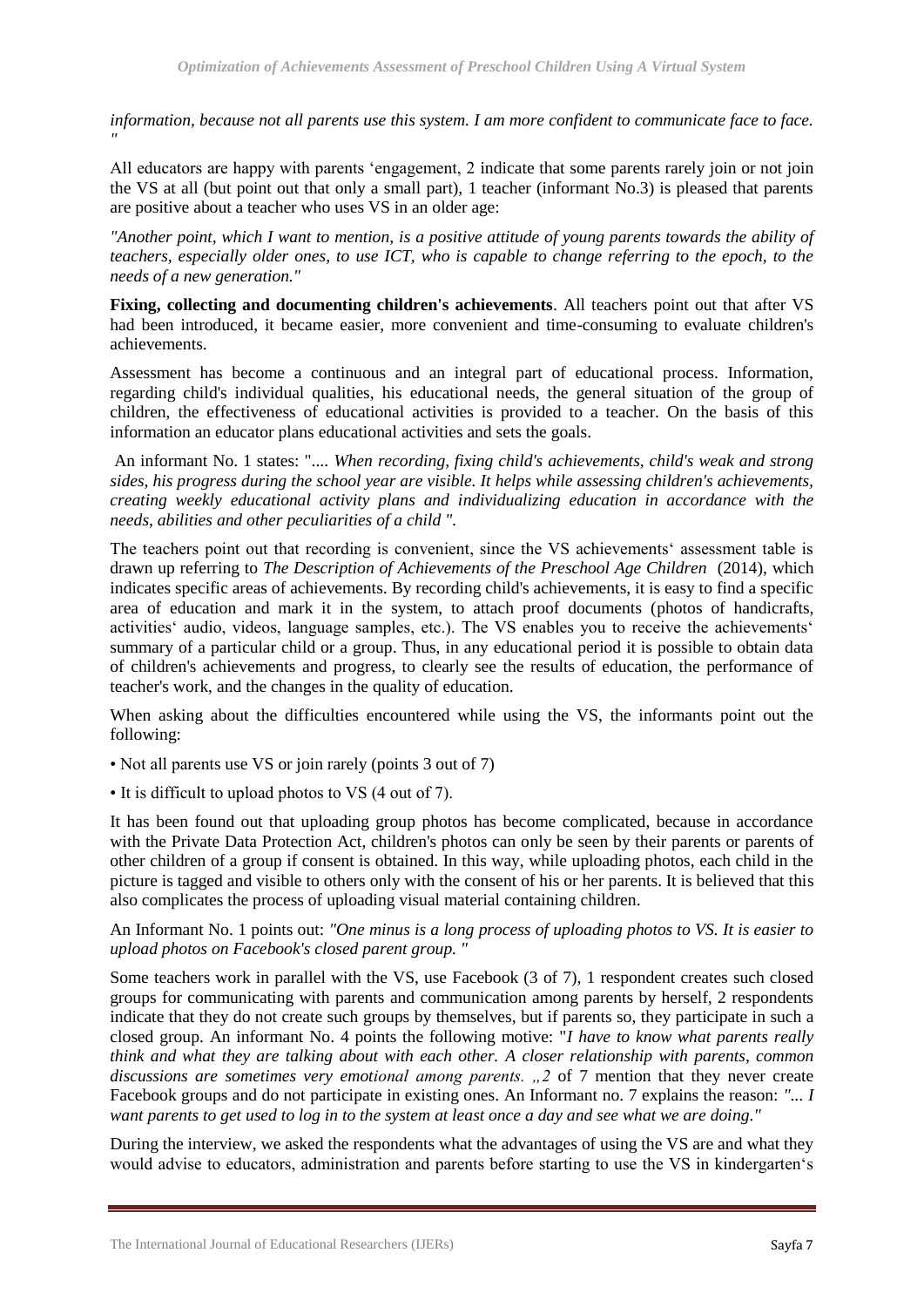*information, because not all parents use this system. I am more confident to communicate face to face. "*

All educators are happy with parents 'engagement, 2 indicate that some parents rarely join or not join the VS at all (but point out that only a small part), 1 teacher (informant No.3) is pleased that parents are positive about a teacher who uses VS in an older age:

*"Another point, which I want to mention, is a positive attitude of young parents towards the ability of teachers, especially older ones, to use ICT, who is capable to change referring to the epoch, to the needs of a new generation."*

**Fixing, collecting and documenting children's achievements**. All teachers point out that after VS had been introduced, it became easier, more convenient and time-consuming to evaluate children's achievements.

Assessment has become a continuous and an integral part of educational process. Information, regarding child's individual qualities, his educational needs, the general situation of the group of children, the effectiveness of educational activities is provided to a teacher. On the basis of this information an educator plans educational activities and sets the goals.

An informant No. 1 states: ".... *When recording, fixing child's achievements, child's weak and strong sides, his progress during the school year are visible. It helps while assessing children's achievements, creating weekly educational activity plans and individualizing education in accordance with the needs, abilities and other peculiarities of a child ".*

The teachers point out that recording is convenient, since the VS achievements' assessment table is drawn up referring to *The Description of Achievements of the Preschool Age Children* (2014), which indicates specific areas of achievements. By recording child's achievements, it is easy to find a specific area of education and mark it in the system, to attach proof documents (photos of handicrafts, activities' audio, videos, language samples, etc.). The VS enables you to receive the achievements' summary of a particular child or a group. Thus, in any educational period it is possible to obtain data of children's achievements and progress, to clearly see the results of education, the performance of teacher's work, and the changes in the quality of education.

When asking about the difficulties encountered while using the VS, the informants point out the following:

- Not all parents use VS or join rarely (points 3 out of 7)
- It is difficult to upload photos to VS (4 out of 7).

It has been found out that uploading group photos has become complicated, because in accordance with the Private Data Protection Act, children's photos can only be seen by their parents or parents of other children of a group if consent is obtained. In this way, while uploading photos, each child in the picture is tagged and visible to others only with the consent of his or her parents. It is believed that this also complicates the process of uploading visual material containing children.

An Informant No. 1 points out: *"One minus is a long process of uploading photos to VS. It is easier to upload photos on Facebook's closed parent group. "*

Some teachers work in parallel with the VS, use Facebook (3 of 7), 1 respondent creates such closed groups for communicating with parents and communication among parents by herself, 2 respondents indicate that they do not create such groups by themselves, but if parents so, they participate in such a closed group. An informant No. 4 points the following motive: "*I have to know what parents really think and what they are talking about with each other. A closer relationship with parents, common discussions are sometimes very emotional among parents. ,,2* of 7 mention that they never create Facebook groups and do not participate in existing ones. An Informant no. 7 explains the reason: *"... I want parents to get used to log in to the system at least once a day and see what we are doing."*

During the interview, we asked the respondents what the advantages of using the VS are and what they would advise to educators, administration and parents before starting to use the VS in kindergarten's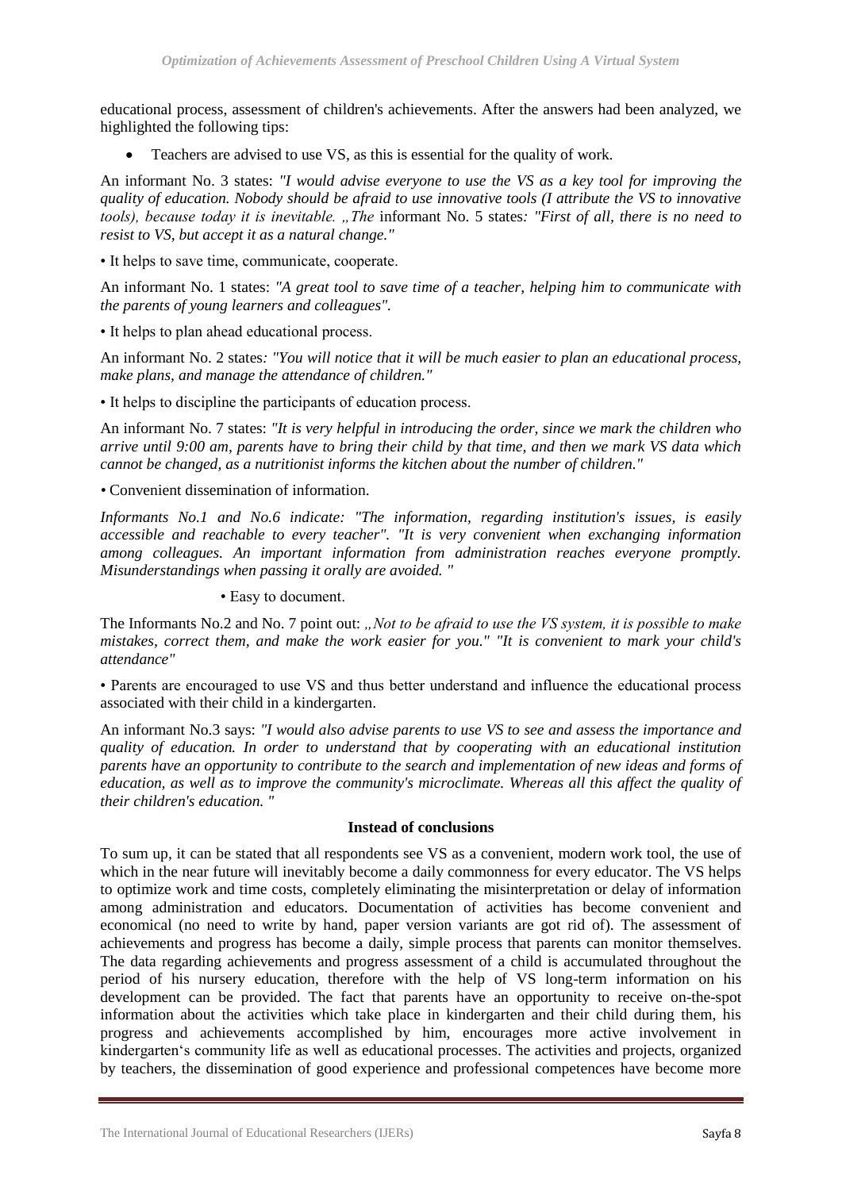educational process, assessment of children's achievements. After the answers had been analyzed, we highlighted the following tips:

- Teachers are advised to use VS, as this is essential for the quality of work.

An informant No. 3 states: *"I would advise everyone to use the VS as a key tool for improving the quality of education. Nobody should be afraid to use innovative tools (I attribute the VS to innovative tools), because today it is inevitable. „The* informant No. 5 states*: "First of all, there is no need to resist to VS, but accept it as a natural change."*

• It helps to save time, communicate, cooperate.

An informant No. 1 states: *"A great tool to save time of a teacher, helping him to communicate with the parents of young learners and colleagues".*

• It helps to plan ahead educational process.

An informant No. 2 states*: "You will notice that it will be much easier to plan an educational process, make plans, and manage the attendance of children."*

• It helps to discipline the participants of education process.

An informant No. 7 states: *"It is very helpful in introducing the order, since we mark the children who arrive until 9:00 am, parents have to bring their child by that time, and then we mark VS data which cannot be changed, as a nutritionist informs the kitchen about the number of children."*

• Convenient dissemination of information.

*Informants No.1 and No.6 indicate: "The information, regarding institution's issues, is easily accessible and reachable to every teacher". "It is very convenient when exchanging information among colleagues. An important information from administration reaches everyone promptly. Misunderstandings when passing it orally are avoided. "*

• Easy to document.

The Informants No.2 and No. 7 point out: *„Not to be afraid to use the VS system, it is possible to make mistakes, correct them, and make the work easier for you." "It is convenient to mark your child's attendance"*

• Parents are encouraged to use VS and thus better understand and influence the educational process associated with their child in a kindergarten.

An informant No.3 says: *"I would also advise parents to use VS to see and assess the importance and quality of education. In order to understand that by cooperating with an educational institution parents have an opportunity to contribute to the search and implementation of new ideas and forms of education, as well as to improve the community's microclimate. Whereas all this affect the quality of their children's education. "*

## Instead of conclusions

To sum up, it can be stated that all respondents see VS as a convenient, modern work tool, the use of which in the near future will inevitably become a daily commonness for every educator. The VS helps to optimize work and time costs, completely eliminating the misinterpretation or delay of information among administration and educators. Documentation of activities has become convenient and economical (no need to write by hand, paper version variants are got rid of). The assessment of achievements and progress has become a daily, simple process that parents can monitor themselves. The data regarding achievements and progress assessment of a child is accumulated throughout the period of his nursery education, therefore with the help of VS long-term information on his development can be provided. The fact that parents have an opportunity to receive on-the-spot information about the activities which take place in kindergarten and their child during them, his progress and achievements accomplished by him, encourages more active involvement in kindergarten's community life as well as educational processes. The activities and projects, organized by teachers, the dissemination of good experience and professional competences have become more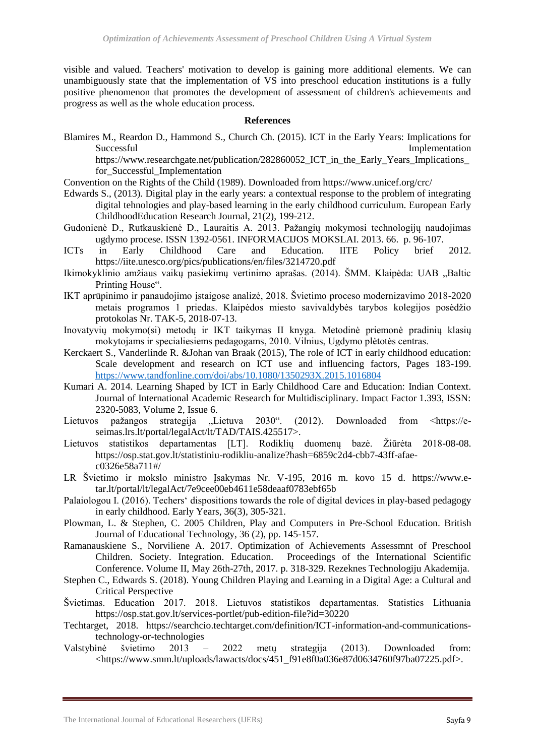visible and valued. Teachers' motivation to develop is gaining more additional elements. We can unambiguously state that the implementation of VS into preschool education institutions is a fully positive phenomenon that promotes the development of assessment of children's achievements and progress as well as the whole education process.

## References

Blamires M., Reardon D., Hammond S., Church Ch. (2015). ICT in the Early Years: Implications for Successful Implementation https://www.researchgate.net/publication/282860052_ICT_in_the_Early_Years_Implications_for_Successful_Implementation

Convention on the Rights of the Child (1989). Downloaded from https://www.unicef.org/crc/

Edwards S., (2013). Digital play in the early years: a contextual response to the problem of integrating digital tehnologies and play-based learning in the early childhood curriculum. European Early ChildhoodEducation Research Journal, 21(2), 199-212.

Gudonienė D., Rutkauskienė D., Lauraitis A. 2013. Pažangių mokymosi technologijų naudojimas ugdymo procese. ISSN 1392-0561. INFORMACIJOS MOKSLAI. 2013. 66. p. 96-107.

ICTs in Early Childhood Care and Education. IITE Policy brief 2012. https://iite.unesco.org/pics/publications/en/files/3214720.pdf

Ikimokyklinio amžiaus vaikų pasiekimų vertinimo aprašas. (2014). ŠMM. Klaipėda: UAB „Baltic Printing House".

IKT aprūpinimo ir panaudojimo įstaigose analizė, 2018. Švietimo proceso modernizavimo 2018-2020 metais programos 1 priedas. Klaipėdos miesto savivaldybės tarybos kolegijos posėdžio protokolas Nr. TAK-5, 2018-07-13.

Inovatyvių mokymo(si) metodų ir IKT taikymas II knyga. Metodinė priemonė pradinių klasių mokytojams ir specialiesiems pedagogams, 2010. Vilnius, Ugdymo plėtotės centras.

Kerckaert S., Vanderlinde R. &Johan van Braak (2015), The role of ICT in early childhood education: Scale development and research on ICT use and influencing factors, Pages 183-199. https://www.tandfonline.com/doi/abs/10.1080/1350293X.2015.1016804

Kumari A. 2014. Learning Shaped by ICT in Early Childhood Care and Education: Indian Context. Journal of International Academic Research for Multidisciplinary. Impact Factor 1.393, ISSN: 2320-5083, Volume 2, Issue 6.

Lietuvos pažangos strategija „Lietuva 2030". (2012). Downloaded from <https://e-seimas.lrs.lt/portal/legalAct/lt/TAD/TAIS.425517>.

Lietuvos statistikos departamentas [LT]. Rodiklių duomenų bazė. Žiūrėta 2018-08-08. https://osp.stat.gov.lt/statistiniu-rodikliu-analize?hash=6859c2d4-cbb7-43ff-afae-c0326e58a711#/

LR Švietimo ir mokslo ministro Įsakymas Nr. V-195, 2016 m. kovo 15 d. https://www.e-tar.lt/portal/lt/legalAct/7e9cee00eb4611e58deaaf0783ebf65b

Palaiologou I. (2016). Techers' dispositions towards the role of digital devices in play-based pedagogy in early childhood. Early Years, 36(3), 305-321.

Plowman, L. & Stephen, C. 2005 Children, Play and Computers in Pre-School Education. British Journal of Educational Technology, 36 (2), pp. 145-157.

Ramanauskiene S., Norviliene A. 2017. Optimization of Achievements Assessmnt of Preschool Children. Society. Integration. Education. Proceedings of the International Scientific Conference. Volume II, May 26th-27th, 2017. p. 318-329. Rezeknes Technologiju Akademija.

Stephen C., Edwards S. (2018). Young Children Playing and Learning in a Digital Age: a Cultural and Critical Perspective

Švietimas. Education 2017. 2018. Lietuvos statistikos departamentas. Statistics Lithuania https://osp.stat.gov.lt/services-portlet/pub-edition-file?id=30220

Techtarget, 2018. https://searchcio.techtarget.com/definition/ICT-information-and-communications-technology-or-technologies

Valstybinė švietimo 2013 – 2022 metų strategija (2013). Downloaded from: <https://www.smm.lt/uploads/lawacts/docs/451_f91e8f0a036e87d0634760f97ba07225.pdf>.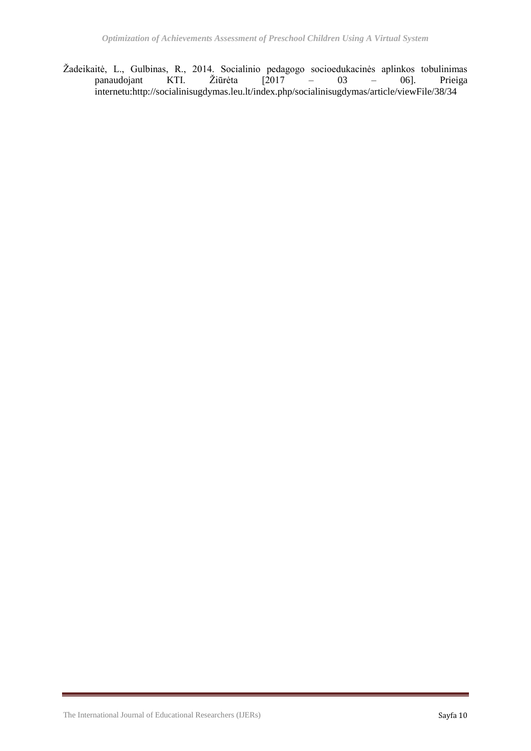Žadeikaitė, L., Gulbinas, R., 2014. Socialinio pedagogo socioedukacinės aplinkos tobulinimas panaudojant KTI. Žiūrėta [2017 – 03 – 06]. Prieiga internetu:http://socialinisugdymas.leu.lt/index.php/socialinisugdymas/article/viewFile/38/34